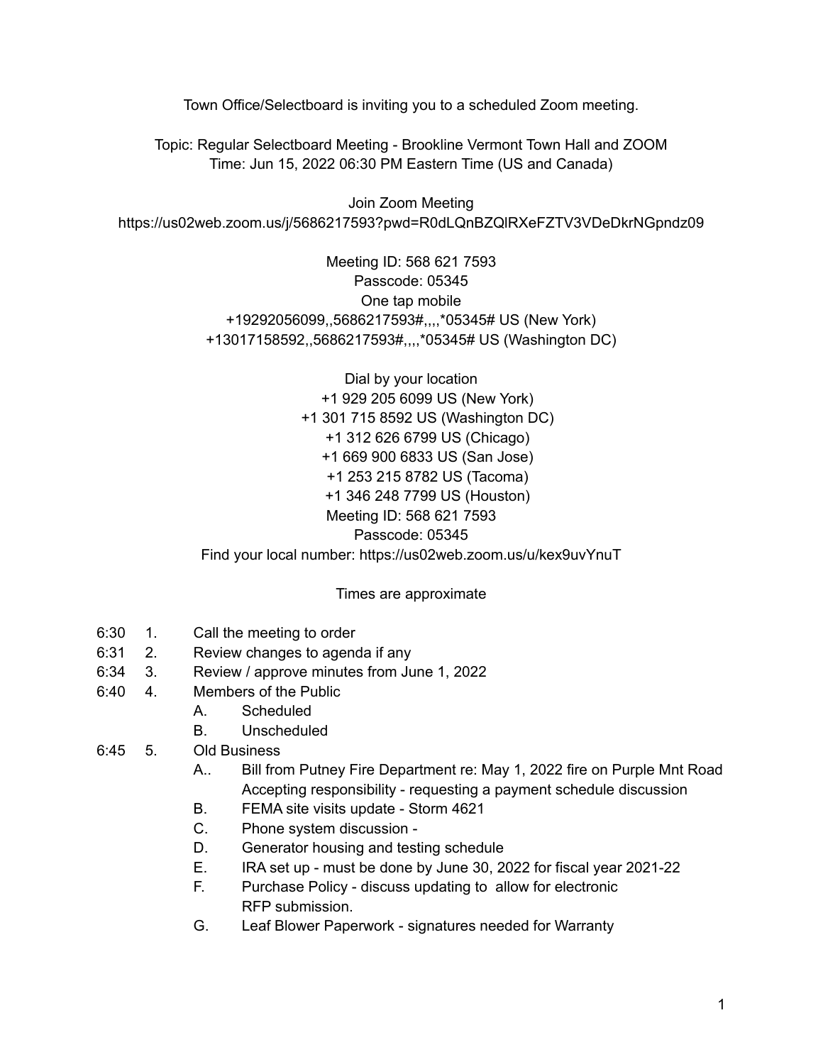Town Office/Selectboard is inviting you to a scheduled Zoom meeting.

Topic: Regular Selectboard Meeting - Brookline Vermont Town Hall and ZOOM
Time: Jun 15, 2022 06:30 PM Eastern Time (US and Canada)

Join Zoom Meeting
https://us02web.zoom.us/j/5686217593?pwd=R0dLQnBZQlRXeFZTV3VDeDkrNGpndz09

Meeting ID: 568 621 7593
Passcode: 05345
One tap mobile
+19292056099,,5686217593#,,,,*05345# US (New York)
+13017158592,,5686217593#,,,,*05345# US (Washington DC)

Dial by your location
+1 929 205 6099 US (New York)
+1 301 715 8592 US (Washington DC)
+1 312 626 6799 US (Chicago)
+1 669 900 6833 US (San Jose)
+1 253 215 8782 US (Tacoma)
+1 346 248 7799 US (Houston)
Meeting ID: 568 621 7593
Passcode: 05345
Find your local number: https://us02web.zoom.us/u/kex9uvYnuT

Times are approximate

6:30 1. Call the meeting to order
6:31 2. Review changes to agenda if any
6:34 3. Review / approve minutes from June 1, 2022
6:40 4. Members of the Public
 A. Scheduled
 B. Unscheduled
6:45 5. Old Business
 A.. Bill from Putney Fire Department re: May 1, 2022 fire on Purple Mnt Road Accepting responsibility - requesting a payment schedule discussion
 B. FEMA site visits update - Storm 4621
 C. Phone system discussion -
 D. Generator housing and testing schedule
 E. IRA set up - must be done by June 30, 2022 for fiscal year 2021-22
 F. Purchase Policy - discuss updating to allow for electronic RFP submission.
 G. Leaf Blower Paperwork - signatures needed for Warranty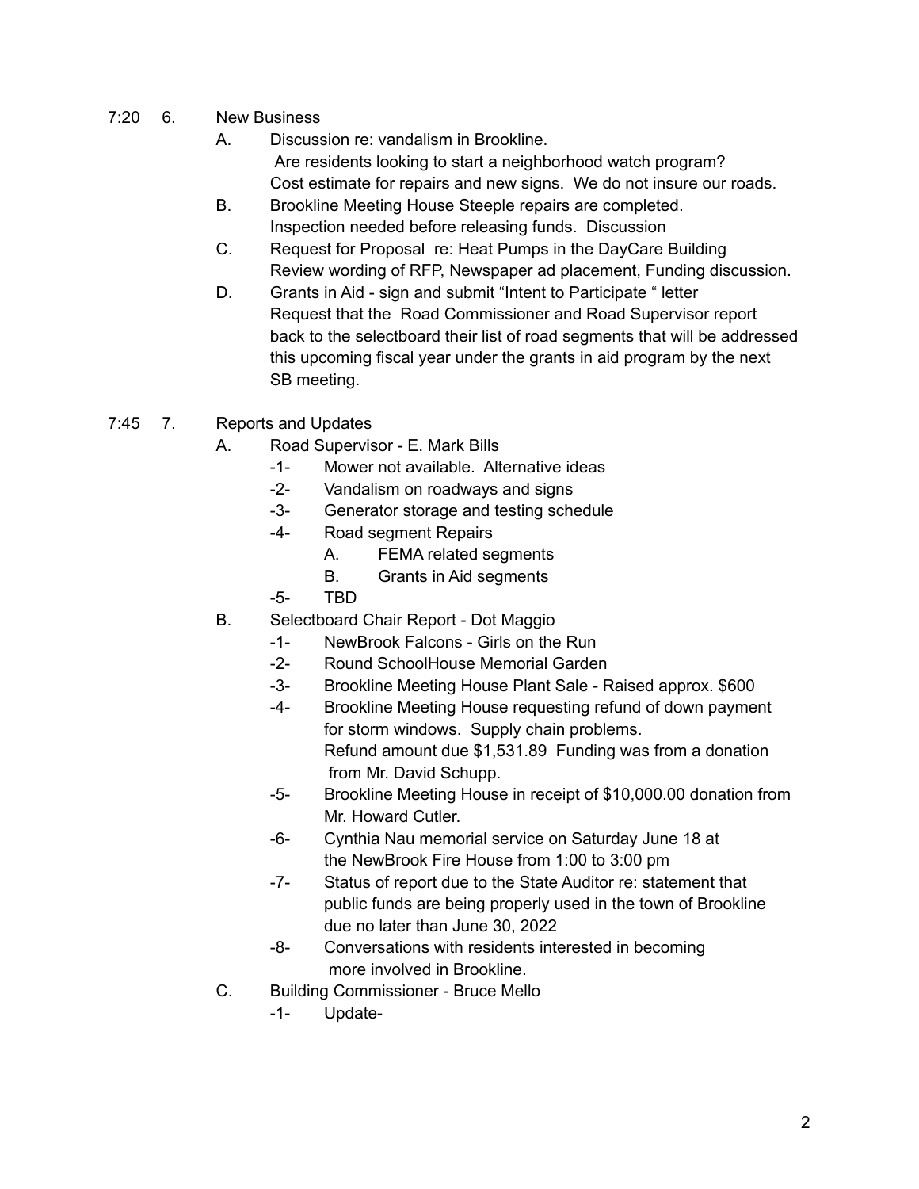7:20 6. New Business

- A. Discussion re: vandalism in Brookline.
  Are residents looking to start a neighborhood watch program?
  Cost estimate for repairs and new signs. We do not insure our roads.
- B. Brookline Meeting House Steeple repairs are completed.
  Inspection needed before releasing funds. Discussion
- C. Request for Proposal re: Heat Pumps in the DayCare Building
  Review wording of RFP, Newspaper ad placement, Funding discussion.
- D. Grants in Aid - sign and submit "Intent to Participate " letter
  Request that the Road Commissioner and Road Supervisor report back to the selectboard their list of road segments that will be addressed this upcoming fiscal year under the grants in aid program by the next SB meeting.

7:45 7. Reports and Updates

- A. Road Supervisor - E. Mark Bills
  - -1- Mower not available. Alternative ideas
  - -2- Vandalism on roadways and signs
  - -3- Generator storage and testing schedule
  - -4- Road segment Repairs
    - A. FEMA related segments
    - B. Grants in Aid segments
  - -5- TBD
- B. Selectboard Chair Report - Dot Maggio
  - -1- NewBrook Falcons - Girls on the Run
  - -2- Round SchoolHouse Memorial Garden
  - -3- Brookline Meeting House Plant Sale - Raised approx. $600
  - -4- Brookline Meeting House requesting refund of down payment for storm windows. Supply chain problems.
    Refund amount due $1,531.89 Funding was from a donation from Mr. David Schupp.
  - -5- Brookline Meeting House in receipt of $10,000.00 donation from Mr. Howard Cutler.
  - -6- Cynthia Nau memorial service on Saturday June 18 at the NewBrook Fire House from 1:00 to 3:00 pm
  - -7- Status of report due to the State Auditor re: statement that public funds are being properly used in the town of Brookline due no later than June 30, 2022
  - -8- Conversations with residents interested in becoming more involved in Brookline.
- C. Building Commissioner - Bruce Mello
  - -1- Update-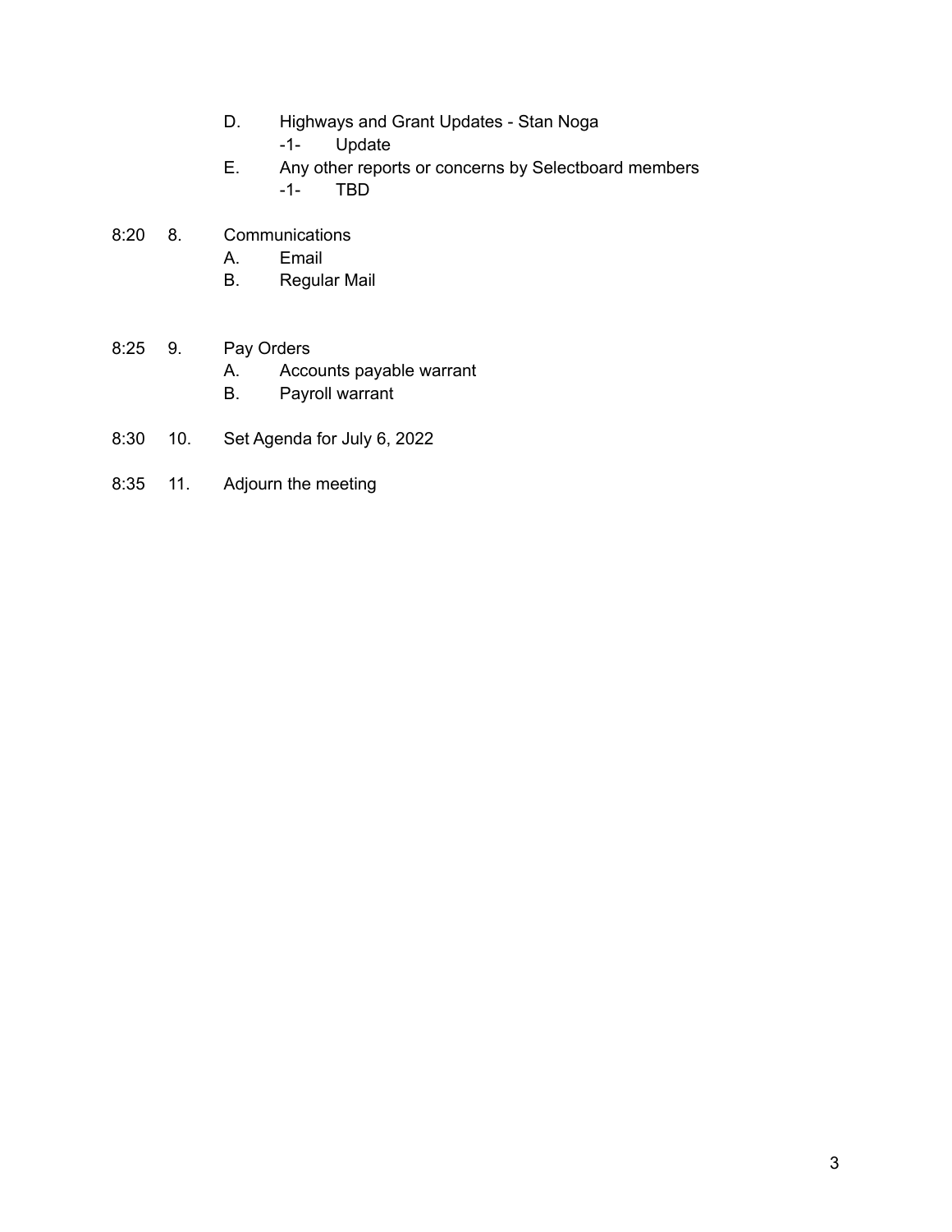D. Highways and Grant Updates - Stan Noga
   - -1- Update

E. Any other reports or concerns by Selectboard members
   - -1- TBD

8:20 8. Communications
   - A. Email
   - B. Regular Mail

8:25 9. Pay Orders
   - A. Accounts payable warrant
   - B. Payroll warrant

8:30 10. Set Agenda for July 6, 2022

8:35 11. Adjourn the meeting